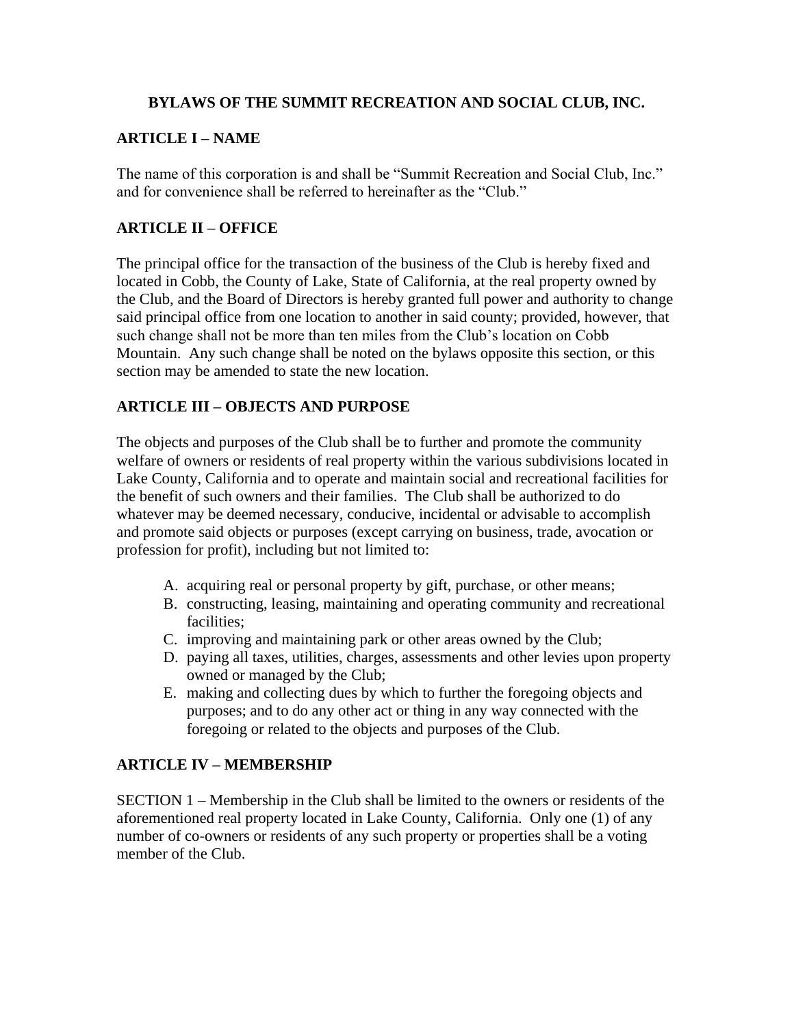# BYLAWS OF THE SUMMIT RECREATION AND SOCIAL CLUB, INC.

## ARTICLE I – NAME

The name of this corporation is and shall be "Summit Recreation and Social Club, Inc." and for convenience shall be referred to hereinafter as the "Club."

## ARTICLE II – OFFICE

The principal office for the transaction of the business of the Club is hereby fixed and located in Cobb, the County of Lake, State of California, at the real property owned by the Club, and the Board of Directors is hereby granted full power and authority to change said principal office from one location to another in said county; provided, however, that such change shall not be more than ten miles from the Club's location on Cobb Mountain. Any such change shall be noted on the bylaws opposite this section, or this section may be amended to state the new location.

## ARTICLE III – OBJECTS AND PURPOSE

The objects and purposes of the Club shall be to further and promote the community welfare of owners or residents of real property within the various subdivisions located in Lake County, California and to operate and maintain social and recreational facilities for the benefit of such owners and their families. The Club shall be authorized to do whatever may be deemed necessary, conducive, incidental or advisable to accomplish and promote said objects or purposes (except carrying on business, trade, avocation or profession for profit), including but not limited to:

A. acquiring real or personal property by gift, purchase, or other means;
B. constructing, leasing, maintaining and operating community and recreational facilities;
C. improving and maintaining park or other areas owned by the Club;
D. paying all taxes, utilities, charges, assessments and other levies upon property owned or managed by the Club;
E. making and collecting dues by which to further the foregoing objects and purposes; and to do any other act or thing in any way connected with the foregoing or related to the objects and purposes of the Club.

## ARTICLE IV – MEMBERSHIP

SECTION 1 – Membership in the Club shall be limited to the owners or residents of the aforementioned real property located in Lake County, California. Only one (1) of any number of co-owners or residents of any such property or properties shall be a voting member of the Club.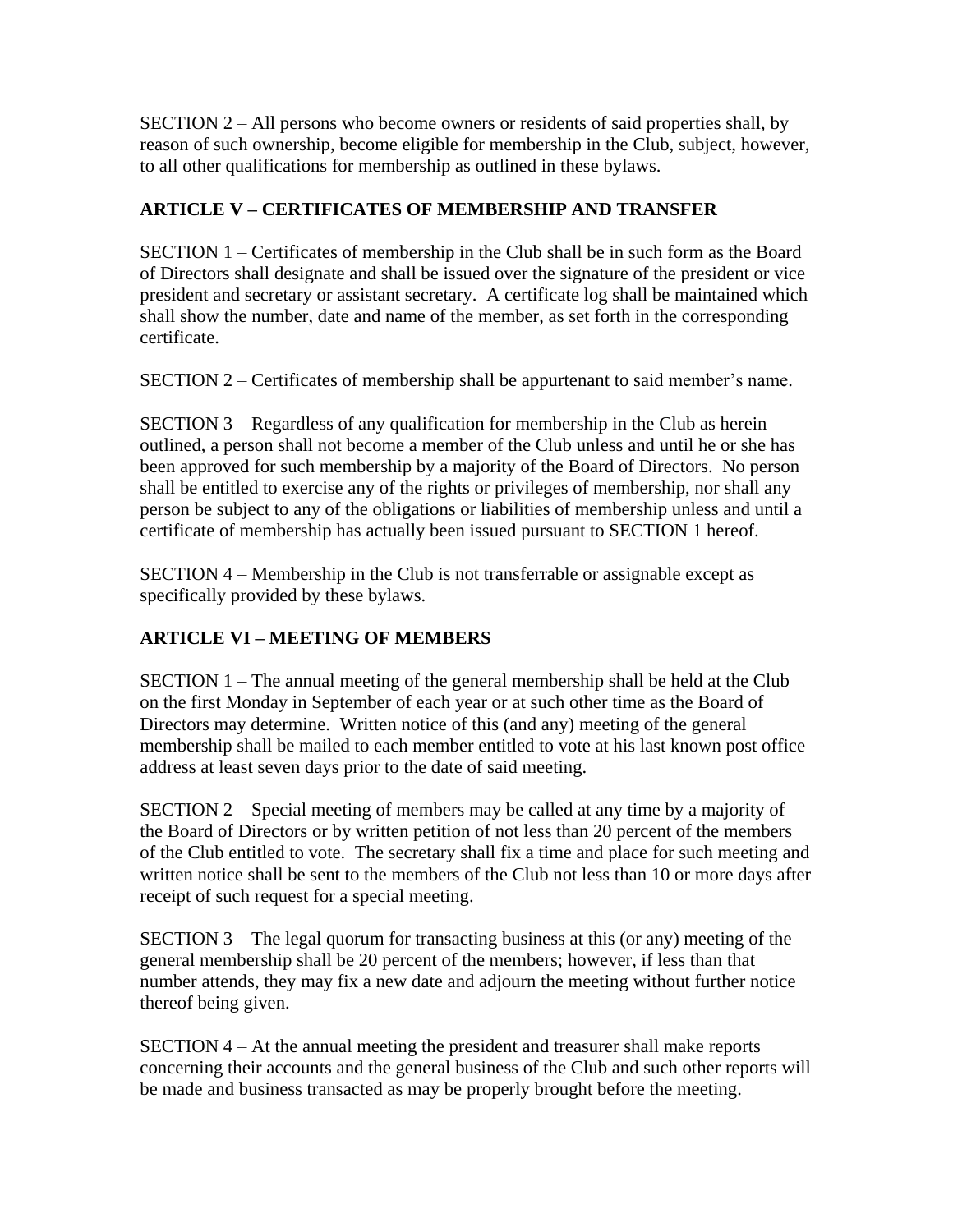SECTION 2 – All persons who become owners or residents of said properties shall, by reason of such ownership, become eligible for membership in the Club, subject, however, to all other qualifications for membership as outlined in these bylaws.

## ARTICLE V – CERTIFICATES OF MEMBERSHIP AND TRANSFER

SECTION 1 – Certificates of membership in the Club shall be in such form as the Board of Directors shall designate and shall be issued over the signature of the president or vice president and secretary or assistant secretary. A certificate log shall be maintained which shall show the number, date and name of the member, as set forth in the corresponding certificate.

SECTION 2 – Certificates of membership shall be appurtenant to said member's name.

SECTION 3 – Regardless of any qualification for membership in the Club as herein outlined, a person shall not become a member of the Club unless and until he or she has been approved for such membership by a majority of the Board of Directors. No person shall be entitled to exercise any of the rights or privileges of membership, nor shall any person be subject to any of the obligations or liabilities of membership unless and until a certificate of membership has actually been issued pursuant to SECTION 1 hereof.

SECTION 4 – Membership in the Club is not transferrable or assignable except as specifically provided by these bylaws.

## ARTICLE VI – MEETING OF MEMBERS

SECTION 1 – The annual meeting of the general membership shall be held at the Club on the first Monday in September of each year or at such other time as the Board of Directors may determine. Written notice of this (and any) meeting of the general membership shall be mailed to each member entitled to vote at his last known post office address at least seven days prior to the date of said meeting.

SECTION 2 – Special meeting of members may be called at any time by a majority of the Board of Directors or by written petition of not less than 20 percent of the members of the Club entitled to vote. The secretary shall fix a time and place for such meeting and written notice shall be sent to the members of the Club not less than 10 or more days after receipt of such request for a special meeting.

SECTION 3 – The legal quorum for transacting business at this (or any) meeting of the general membership shall be 20 percent of the members; however, if less than that number attends, they may fix a new date and adjourn the meeting without further notice thereof being given.

SECTION 4 – At the annual meeting the president and treasurer shall make reports concerning their accounts and the general business of the Club and such other reports will be made and business transacted as may be properly brought before the meeting.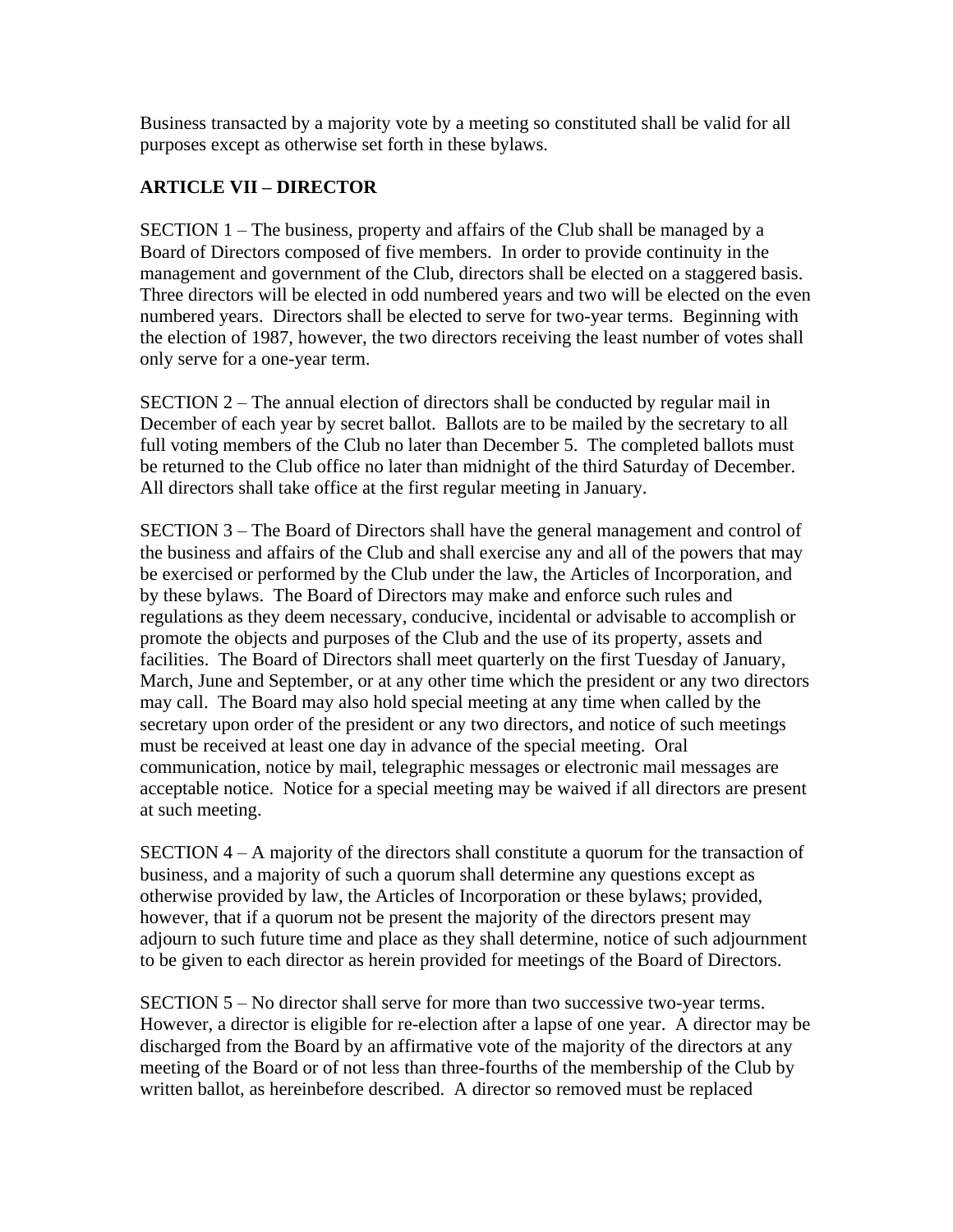Business transacted by a majority vote by a meeting so constituted shall be valid for all purposes except as otherwise set forth in these bylaws.

**ARTICLE VII – DIRECTOR**

SECTION 1 – The business, property and affairs of the Club shall be managed by a Board of Directors composed of five members. In order to provide continuity in the management and government of the Club, directors shall be elected on a staggered basis. Three directors will be elected in odd numbered years and two will be elected on the even numbered years. Directors shall be elected to serve for two-year terms. Beginning with the election of 1987, however, the two directors receiving the least number of votes shall only serve for a one-year term.

SECTION 2 – The annual election of directors shall be conducted by regular mail in December of each year by secret ballot. Ballots are to be mailed by the secretary to all full voting members of the Club no later than December 5. The completed ballots must be returned to the Club office no later than midnight of the third Saturday of December. All directors shall take office at the first regular meeting in January.

SECTION 3 – The Board of Directors shall have the general management and control of the business and affairs of the Club and shall exercise any and all of the powers that may be exercised or performed by the Club under the law, the Articles of Incorporation, and by these bylaws. The Board of Directors may make and enforce such rules and regulations as they deem necessary, conducive, incidental or advisable to accomplish or promote the objects and purposes of the Club and the use of its property, assets and facilities. The Board of Directors shall meet quarterly on the first Tuesday of January, March, June and September, or at any other time which the president or any two directors may call. The Board may also hold special meeting at any time when called by the secretary upon order of the president or any two directors, and notice of such meetings must be received at least one day in advance of the special meeting. Oral communication, notice by mail, telegraphic messages or electronic mail messages are acceptable notice. Notice for a special meeting may be waived if all directors are present at such meeting.

SECTION 4 – A majority of the directors shall constitute a quorum for the transaction of business, and a majority of such a quorum shall determine any questions except as otherwise provided by law, the Articles of Incorporation or these bylaws; provided, however, that if a quorum not be present the majority of the directors present may adjourn to such future time and place as they shall determine, notice of such adjournment to be given to each director as herein provided for meetings of the Board of Directors.

SECTION 5 – No director shall serve for more than two successive two-year terms. However, a director is eligible for re-election after a lapse of one year. A director may be discharged from the Board by an affirmative vote of the majority of the directors at any meeting of the Board or of not less than three-fourths of the membership of the Club by written ballot, as hereinbefore described. A director so removed must be replaced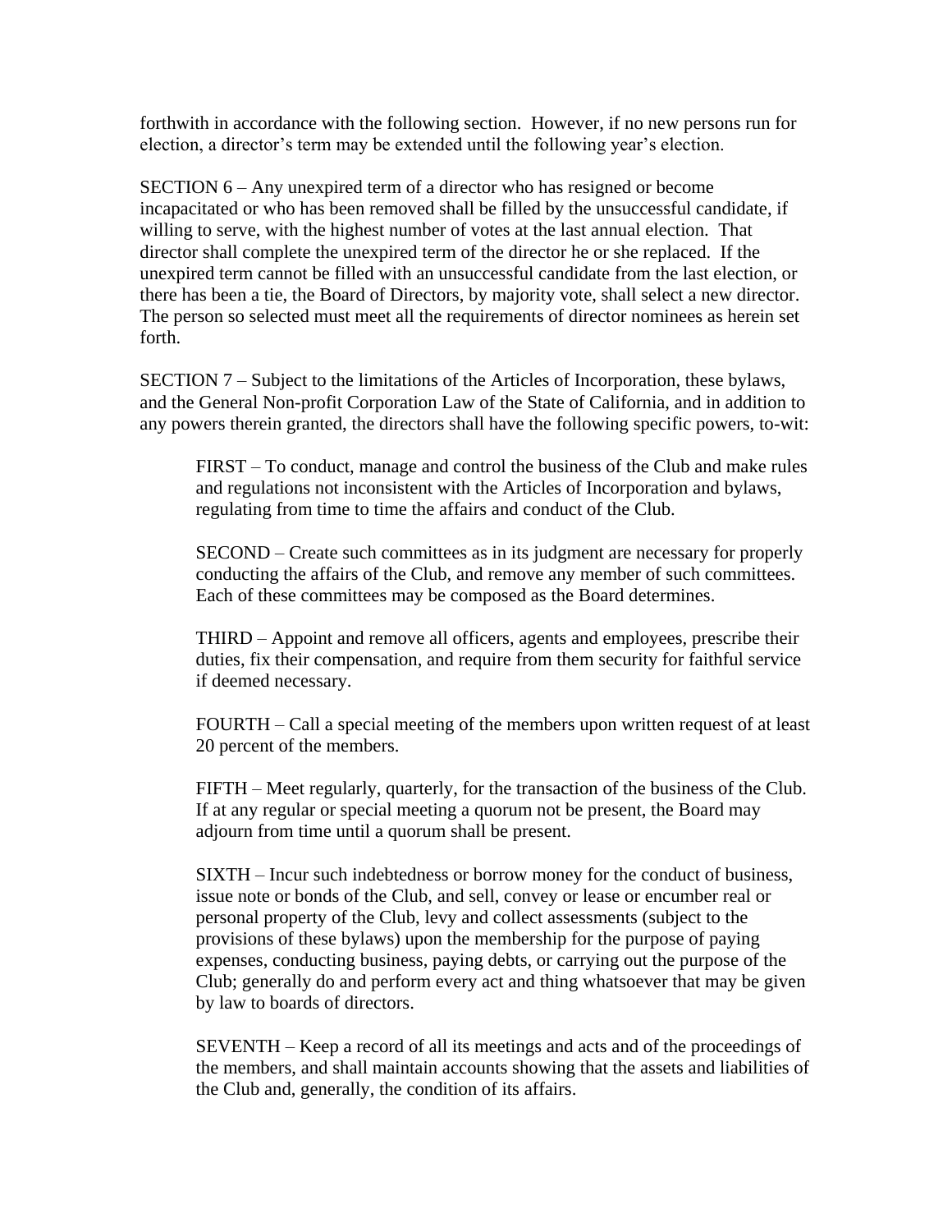forthwith in accordance with the following section. However, if no new persons run for election, a director's term may be extended until the following year's election.

SECTION 6 – Any unexpired term of a director who has resigned or become incapacitated or who has been removed shall be filled by the unsuccessful candidate, if willing to serve, with the highest number of votes at the last annual election. That director shall complete the unexpired term of the director he or she replaced. If the unexpired term cannot be filled with an unsuccessful candidate from the last election, or there has been a tie, the Board of Directors, by majority vote, shall select a new director. The person so selected must meet all the requirements of director nominees as herein set forth.

SECTION 7 – Subject to the limitations of the Articles of Incorporation, these bylaws, and the General Non-profit Corporation Law of the State of California, and in addition to any powers therein granted, the directors shall have the following specific powers, to-wit:

FIRST – To conduct, manage and control the business of the Club and make rules and regulations not inconsistent with the Articles of Incorporation and bylaws, regulating from time to time the affairs and conduct of the Club.

SECOND – Create such committees as in its judgment are necessary for properly conducting the affairs of the Club, and remove any member of such committees. Each of these committees may be composed as the Board determines.

THIRD – Appoint and remove all officers, agents and employees, prescribe their duties, fix their compensation, and require from them security for faithful service if deemed necessary.

FOURTH – Call a special meeting of the members upon written request of at least 20 percent of the members.

FIFTH – Meet regularly, quarterly, for the transaction of the business of the Club. If at any regular or special meeting a quorum not be present, the Board may adjourn from time until a quorum shall be present.

SIXTH – Incur such indebtedness or borrow money for the conduct of business, issue note or bonds of the Club, and sell, convey or lease or encumber real or personal property of the Club, levy and collect assessments (subject to the provisions of these bylaws) upon the membership for the purpose of paying expenses, conducting business, paying debts, or carrying out the purpose of the Club; generally do and perform every act and thing whatsoever that may be given by law to boards of directors.

SEVENTH – Keep a record of all its meetings and acts and of the proceedings of the members, and shall maintain accounts showing that the assets and liabilities of the Club and, generally, the condition of its affairs.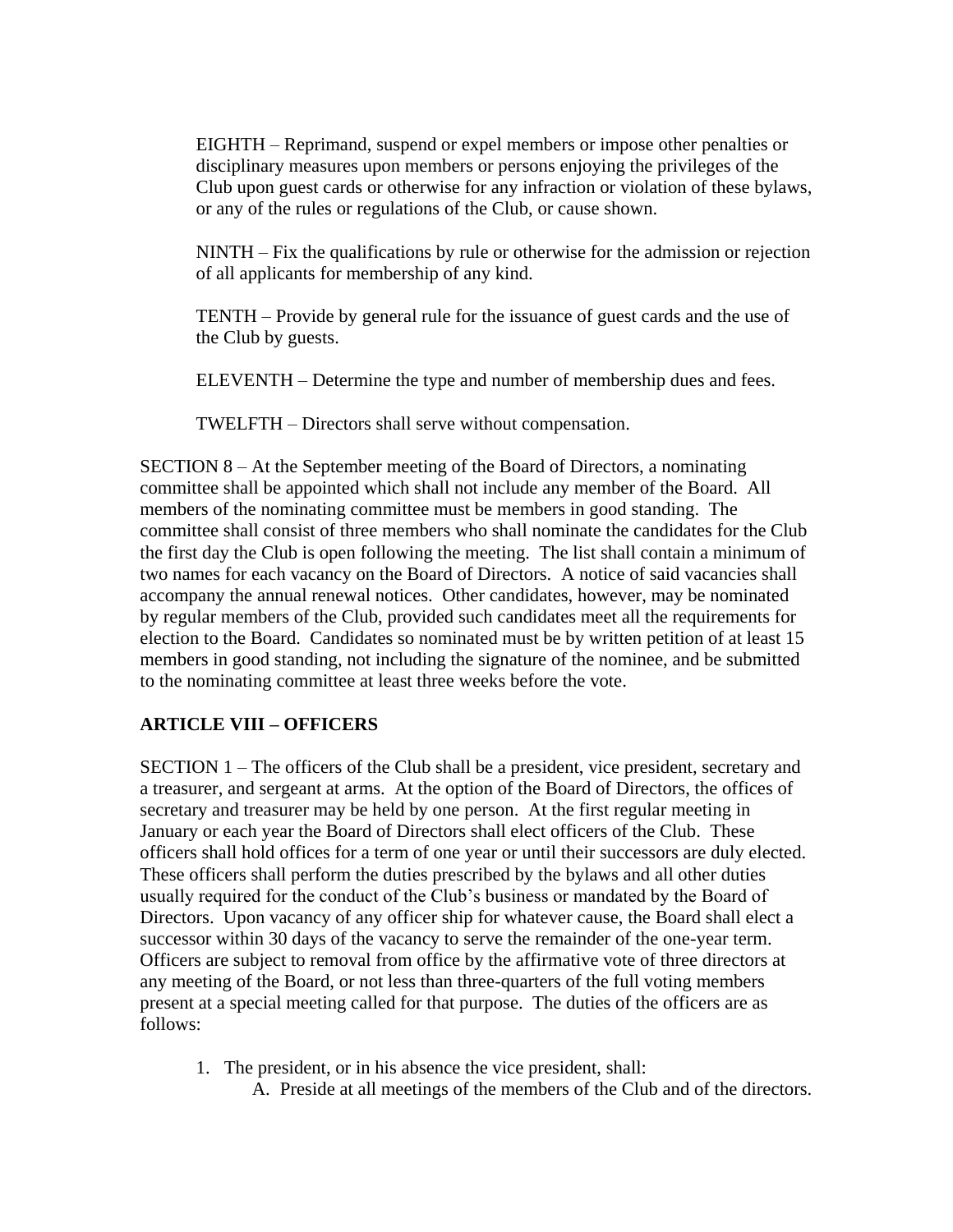EIGHTH – Reprimand, suspend or expel members or impose other penalties or disciplinary measures upon members or persons enjoying the privileges of the Club upon guest cards or otherwise for any infraction or violation of these bylaws, or any of the rules or regulations of the Club, or cause shown.

NINTH – Fix the qualifications by rule or otherwise for the admission or rejection of all applicants for membership of any kind.

TENTH – Provide by general rule for the issuance of guest cards and the use of the Club by guests.

ELEVENTH – Determine the type and number of membership dues and fees.

TWELFTH – Directors shall serve without compensation.

SECTION 8 – At the September meeting of the Board of Directors, a nominating committee shall be appointed which shall not include any member of the Board. All members of the nominating committee must be members in good standing. The committee shall consist of three members who shall nominate the candidates for the Club the first day the Club is open following the meeting. The list shall contain a minimum of two names for each vacancy on the Board of Directors. A notice of said vacancies shall accompany the annual renewal notices. Other candidates, however, may be nominated by regular members of the Club, provided such candidates meet all the requirements for election to the Board. Candidates so nominated must be by written petition of at least 15 members in good standing, not including the signature of the nominee, and be submitted to the nominating committee at least three weeks before the vote.

## ARTICLE VIII – OFFICERS

SECTION 1 – The officers of the Club shall be a president, vice president, secretary and a treasurer, and sergeant at arms. At the option of the Board of Directors, the offices of secretary and treasurer may be held by one person. At the first regular meeting in January or each year the Board of Directors shall elect officers of the Club. These officers shall hold offices for a term of one year or until their successors are duly elected. These officers shall perform the duties prescribed by the bylaws and all other duties usually required for the conduct of the Club's business or mandated by the Board of Directors. Upon vacancy of any officer ship for whatever cause, the Board shall elect a successor within 30 days of the vacancy to serve the remainder of the one-year term. Officers are subject to removal from office by the affirmative vote of three directors at any meeting of the Board, or not less than three-quarters of the full voting members present at a special meeting called for that purpose. The duties of the officers are as follows:

1. The president, or in his absence the vice president, shall:
   A. Preside at all meetings of the members of the Club and of the directors.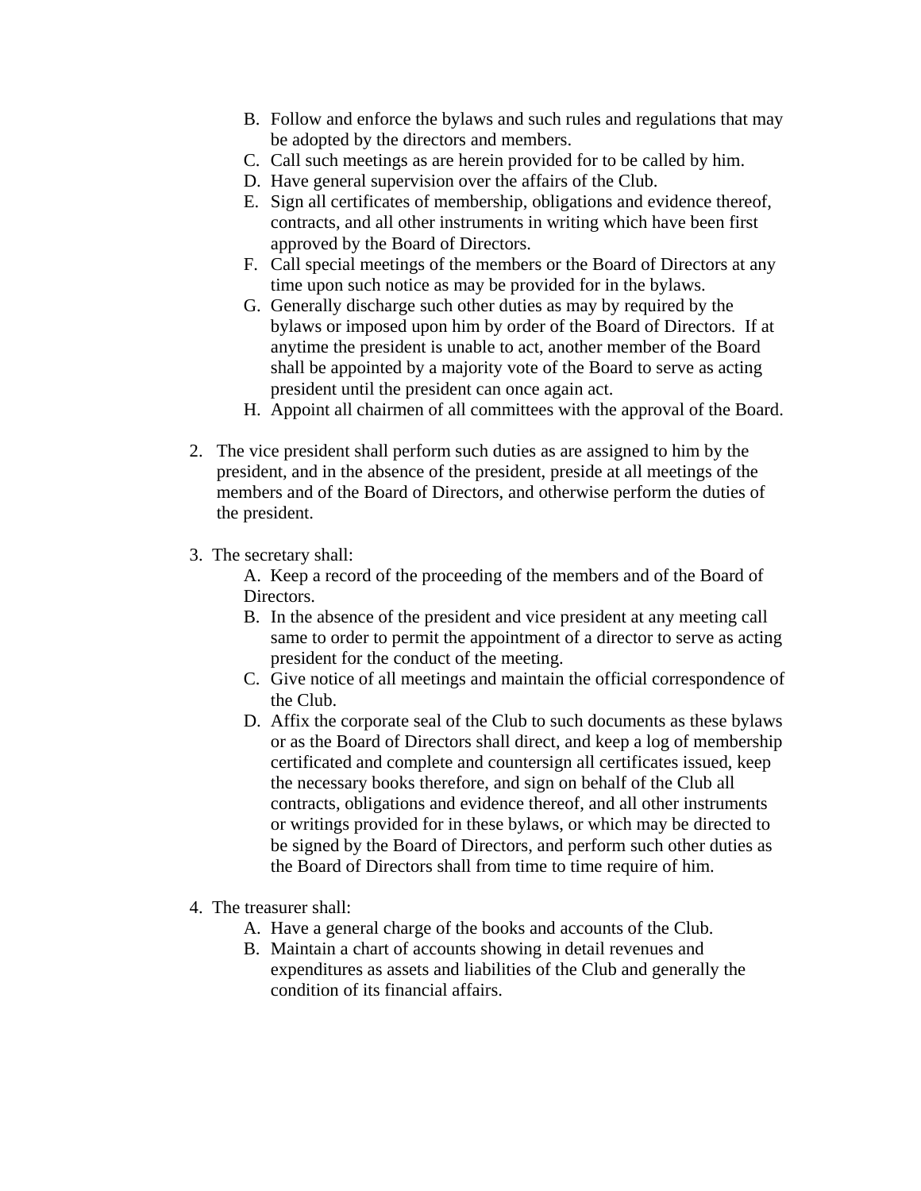B. Follow and enforce the bylaws and such rules and regulations that may be adopted by the directors and members.
   C. Call such meetings as are herein provided for to be called by him.
   D. Have general supervision over the affairs of the Club.
   E. Sign all certificates of membership, obligations and evidence thereof, contracts, and all other instruments in writing which have been first approved by the Board of Directors.
   F. Call special meetings of the members or the Board of Directors at any time upon such notice as may be provided for in the bylaws.
   G. Generally discharge such other duties as may by required by the bylaws or imposed upon him by order of the Board of Directors. If at anytime the president is unable to act, another member of the Board shall be appointed by a majority vote of the Board to serve as acting president until the president can once again act.
   H. Appoint all chairmen of all committees with the approval of the Board.

2. The vice president shall perform such duties as are assigned to him by the president, and in the absence of the president, preside at all meetings of the members and of the Board of Directors, and otherwise perform the duties of the president.

3. The secretary shall:
   A. Keep a record of the proceeding of the members and of the Board of Directors.
   B. In the absence of the president and vice president at any meeting call same to order to permit the appointment of a director to serve as acting president for the conduct of the meeting.
   C. Give notice of all meetings and maintain the official correspondence of the Club.
   D. Affix the corporate seal of the Club to such documents as these bylaws or as the Board of Directors shall direct, and keep a log of membership certificated and complete and countersign all certificates issued, keep the necessary books therefore, and sign on behalf of the Club all contracts, obligations and evidence thereof, and all other instruments or writings provided for in these bylaws, or which may be directed to be signed by the Board of Directors, and perform such other duties as the Board of Directors shall from time to time require of him.

4. The treasurer shall:
   A. Have a general charge of the books and accounts of the Club.
   B. Maintain a chart of accounts showing in detail revenues and expenditures as assets and liabilities of the Club and generally the condition of its financial affairs.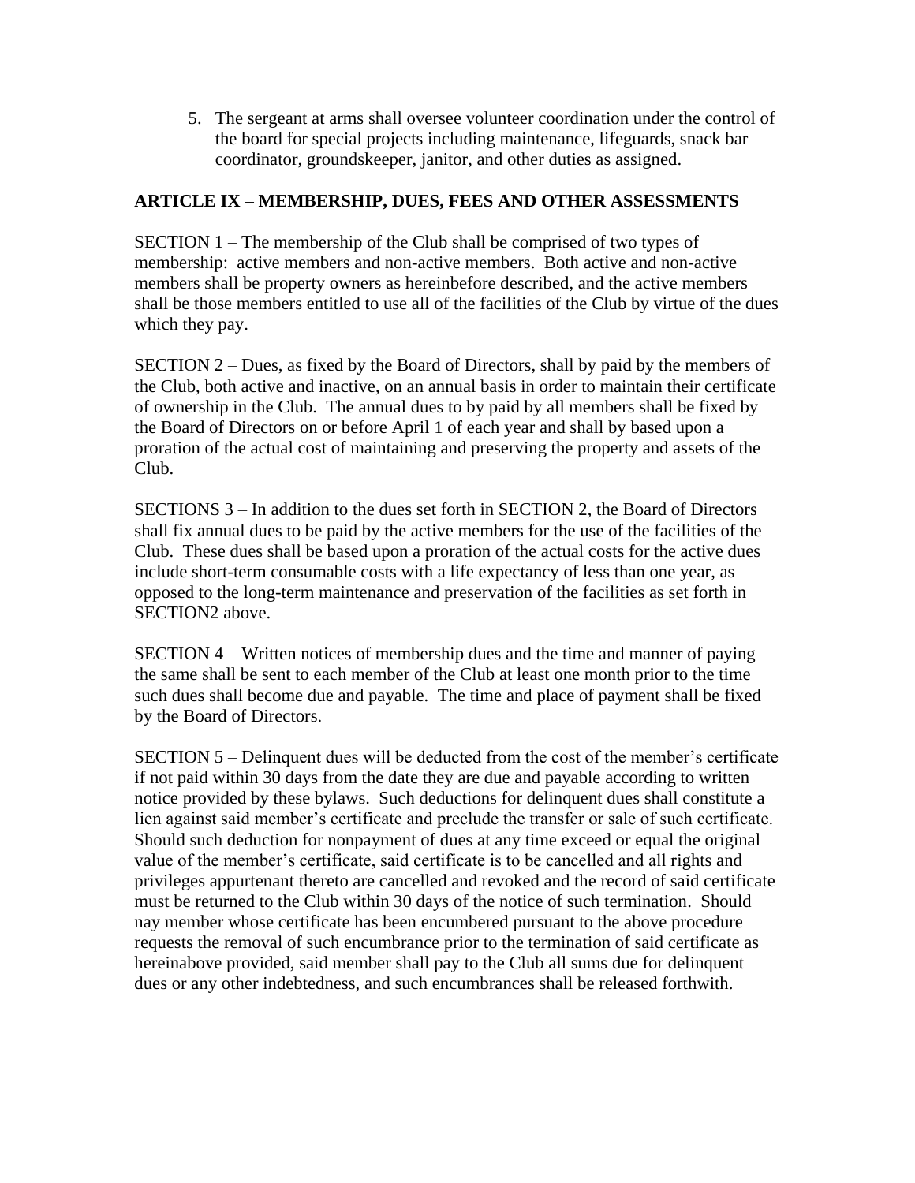5. The sergeant at arms shall oversee volunteer coordination under the control of the board for special projects including maintenance, lifeguards, snack bar coordinator, groundskeeper, janitor, and other duties as assigned.

**ARTICLE IX – MEMBERSHIP, DUES, FEES AND OTHER ASSESSMENTS**

SECTION 1 – The membership of the Club shall be comprised of two types of membership: active members and non-active members. Both active and non-active members shall be property owners as hereinbefore described, and the active members shall be those members entitled to use all of the facilities of the Club by virtue of the dues which they pay.

SECTION 2 – Dues, as fixed by the Board of Directors, shall by paid by the members of the Club, both active and inactive, on an annual basis in order to maintain their certificate of ownership in the Club. The annual dues to by paid by all members shall be fixed by the Board of Directors on or before April 1 of each year and shall by based upon a proration of the actual cost of maintaining and preserving the property and assets of the Club.

SECTIONS 3 – In addition to the dues set forth in SECTION 2, the Board of Directors shall fix annual dues to be paid by the active members for the use of the facilities of the Club. These dues shall be based upon a proration of the actual costs for the active dues include short-term consumable costs with a life expectancy of less than one year, as opposed to the long-term maintenance and preservation of the facilities as set forth in SECTION2 above.

SECTION 4 – Written notices of membership dues and the time and manner of paying the same shall be sent to each member of the Club at least one month prior to the time such dues shall become due and payable. The time and place of payment shall be fixed by the Board of Directors.

SECTION 5 – Delinquent dues will be deducted from the cost of the member's certificate if not paid within 30 days from the date they are due and payable according to written notice provided by these bylaws. Such deductions for delinquent dues shall constitute a lien against said member's certificate and preclude the transfer or sale of such certificate. Should such deduction for nonpayment of dues at any time exceed or equal the original value of the member's certificate, said certificate is to be cancelled and all rights and privileges appurtenant thereto are cancelled and revoked and the record of said certificate must be returned to the Club within 30 days of the notice of such termination. Should nay member whose certificate has been encumbered pursuant to the above procedure requests the removal of such encumbrance prior to the termination of said certificate as hereinabove provided, said member shall pay to the Club all sums due for delinquent dues or any other indebtedness, and such encumbrances shall be released forthwith.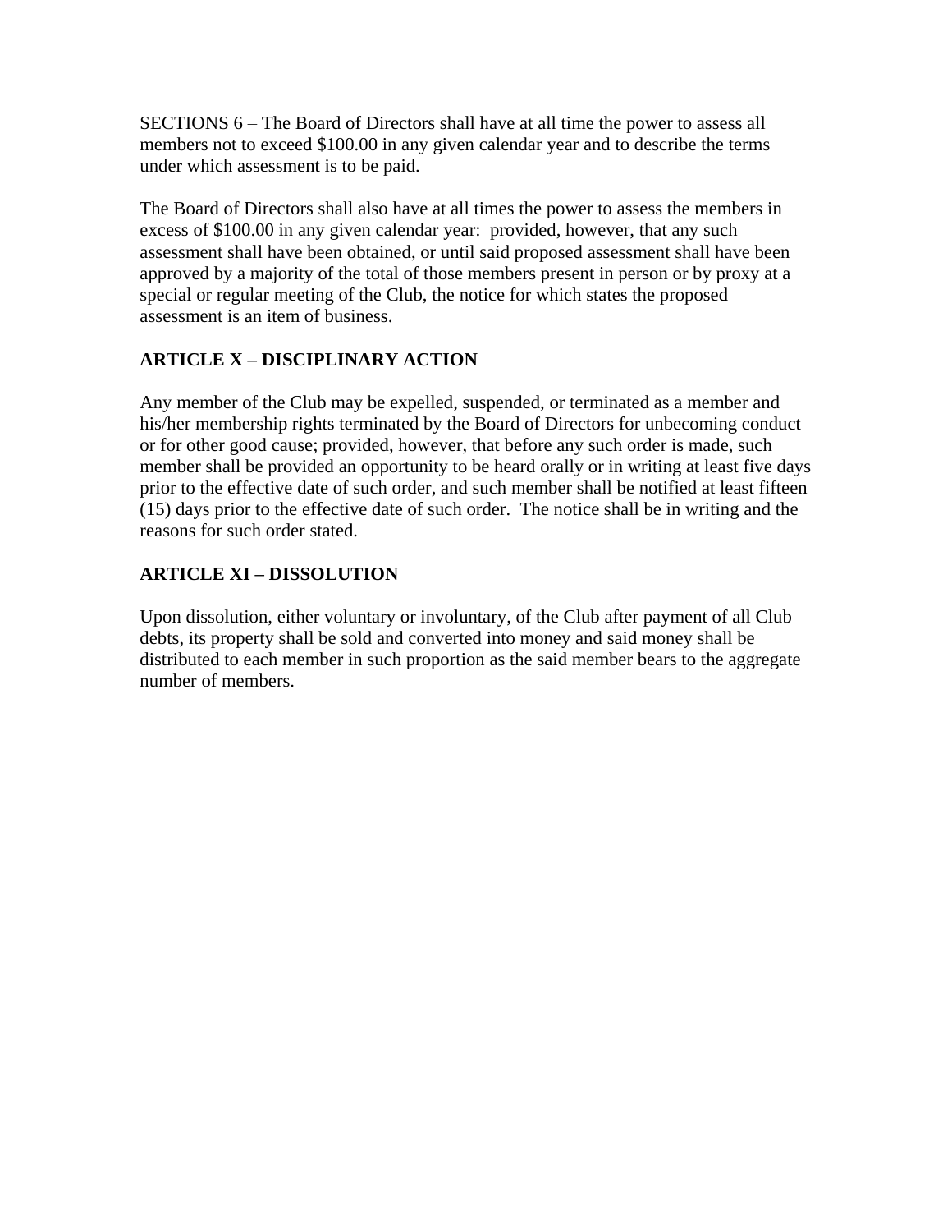SECTIONS 6 – The Board of Directors shall have at all time the power to assess all members not to exceed $100.00 in any given calendar year and to describe the terms under which assessment is to be paid.

The Board of Directors shall also have at all times the power to assess the members in excess of $100.00 in any given calendar year: provided, however, that any such assessment shall have been obtained, or until said proposed assessment shall have been approved by a majority of the total of those members present in person or by proxy at a special or regular meeting of the Club, the notice for which states the proposed assessment is an item of business.

## ARTICLE X – DISCIPLINARY ACTION

Any member of the Club may be expelled, suspended, or terminated as a member and his/her membership rights terminated by the Board of Directors for unbecoming conduct or for other good cause; provided, however, that before any such order is made, such member shall be provided an opportunity to be heard orally or in writing at least five days prior to the effective date of such order, and such member shall be notified at least fifteen (15) days prior to the effective date of such order. The notice shall be in writing and the reasons for such order stated.

## ARTICLE XI – DISSOLUTION

Upon dissolution, either voluntary or involuntary, of the Club after payment of all Club debts, its property shall be sold and converted into money and said money shall be distributed to each member in such proportion as the said member bears to the aggregate number of members.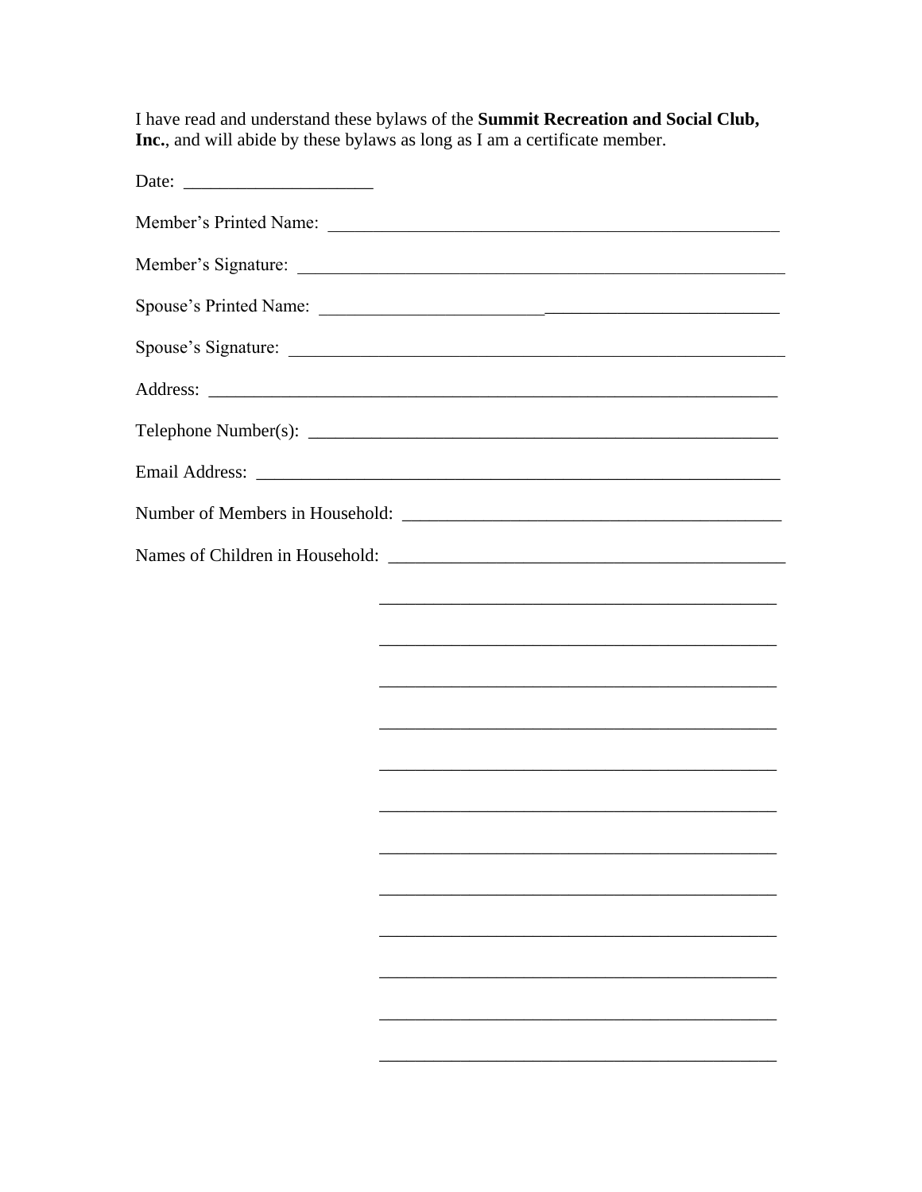I have read and understand these bylaws of the **Summit Recreation and Social Club, Inc.**, and will abide by these bylaws as long as I am a certificate member.

Date: ____________________

Member's Printed Name: ______________________________________________

Member's Signature: _________________________________________________

Spouse's Printed Name: ______________________________________________

Spouse's Signature: _________________________________________________

Address: ____________________________________________________________

Telephone Number(s): ________________________________________________

Email Address: ______________________________________________________

Number of Members in Household: _____________________________________

Names of Children in Household: _____________________________________

_____________________________________

_____________________________________

_____________________________________

_____________________________________

_____________________________________

_____________________________________

_____________________________________

_____________________________________

_____________________________________

_____________________________________

_____________________________________

_____________________________________